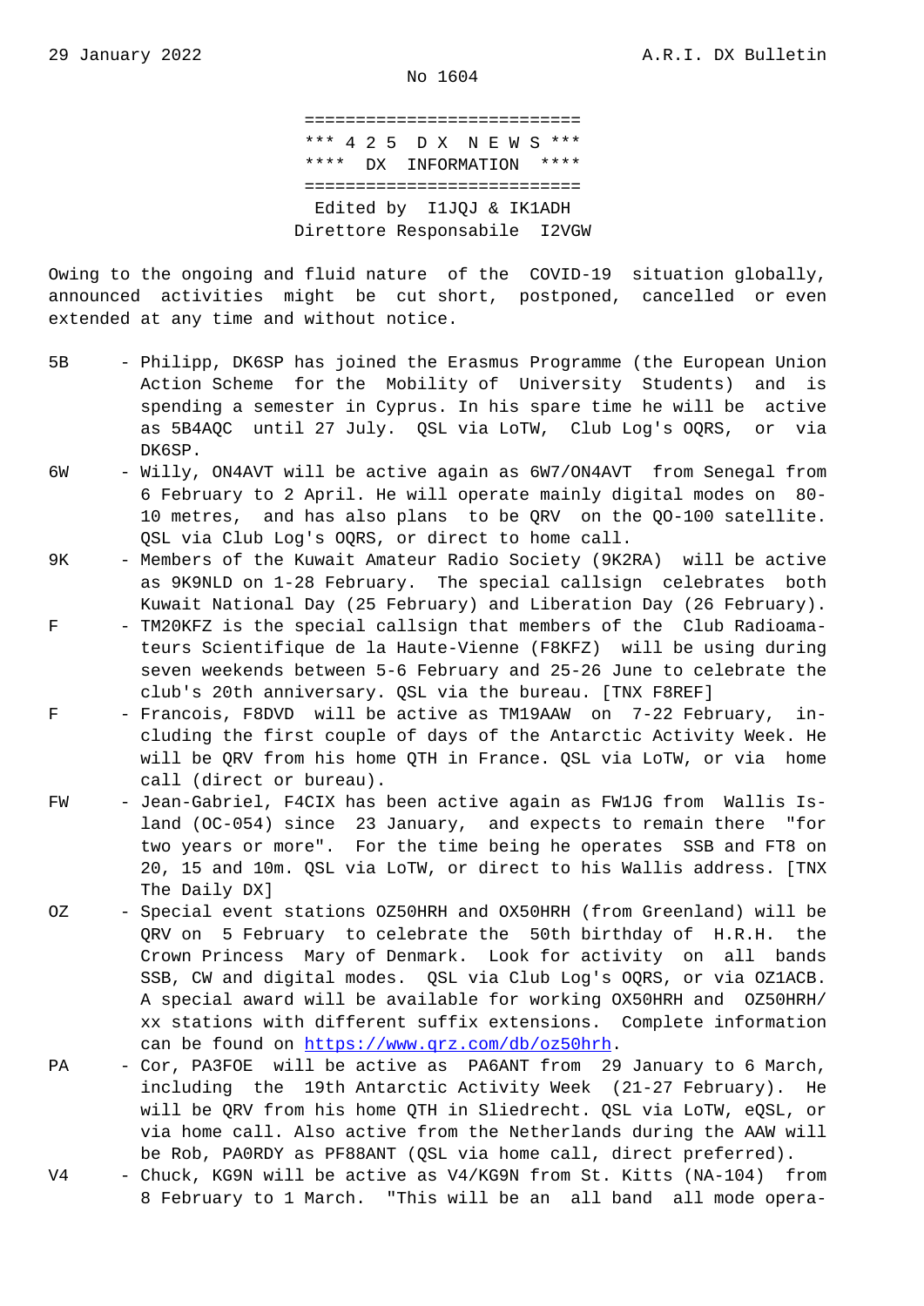No 1604

```
===========================
*** 4 2 5  D X  N E W S ***
****  DX  INFORMATION  ****
===========================
 Edited by  I1JQJ & IK1ADH
Direttore Responsabile  I2VGW
```

Owing to the ongoing and fluid nature of the COVID-19 situation globally, announced activities might be cut short, postponed, cancelled or even extended at any time and without notice.

- **5B** - Philipp, DK6SP has joined the Erasmus Programme (the European Union Action Scheme for the Mobility of University Students) and is spending a semester in Cyprus. In his spare time he will be active as 5B4AQC until 27 July. QSL via LoTW, Club Log's OQRS, or via DK6SP.
- **6W** - Willy, ON4AVT will be active again as 6W7/ON4AVT from Senegal from 6 February to 2 April. He will operate mainly digital modes on 80-10 metres, and has also plans to be QRV on the QO-100 satellite. QSL via Club Log's OQRS, or direct to home call.
- **9K** - Members of the Kuwait Amateur Radio Society (9K2RA) will be active as 9K9NLD on 1-28 February. The special callsign celebrates both Kuwait National Day (25 February) and Liberation Day (26 February).
- **F** - TM20KFZ is the special callsign that members of the Club Radioamateurs Scientifique de la Haute-Vienne (F8KFZ) will be using during seven weekends between 5-6 February and 25-26 June to celebrate the club's 20th anniversary. QSL via the bureau. [TNX F8REF]
- **F** - Francois, F8DVD will be active as TM19AAW on 7-22 February, including the first couple of days of the Antarctic Activity Week. He will be QRV from his home QTH in France. QSL via LoTW, or via home call (direct or bureau).
- **FW** - Jean-Gabriel, F4CIX has been active again as FW1JG from Wallis Island (OC-054) since 23 January, and expects to remain there "for two years or more". For the time being he operates SSB and FT8 on 20, 15 and 10m. QSL via LoTW, or direct to his Wallis address. [TNX The Daily DX]
- **OZ** - Special event stations OZ50HRH and OX50HRH (from Greenland) will be QRV on 5 February to celebrate the 50th birthday of H.R.H. the Crown Princess Mary of Denmark. Look for activity on all bands SSB, CW and digital modes. QSL via Club Log's OQRS, or via OZ1ACB. A special award will be available for working OX50HRH and OZ50HRH/xx stations with different suffix extensions. Complete information can be found on https://www.qrz.com/db/oz50hrh.
- **PA** - Cor, PA3FOE will be active as PA6ANT from 29 January to 6 March, including the 19th Antarctic Activity Week (21-27 February). He will be QRV from his home QTH in Sliedrecht. QSL via LoTW, eQSL, or via home call. Also active from the Netherlands during the AAW will be Rob, PA0RDY as PF88ANT (QSL via home call, direct preferred).
- **V4** - Chuck, KG9N will be active as V4/KG9N from St. Kitts (NA-104) from 8 February to 1 March. "This will be an all band all mode opera-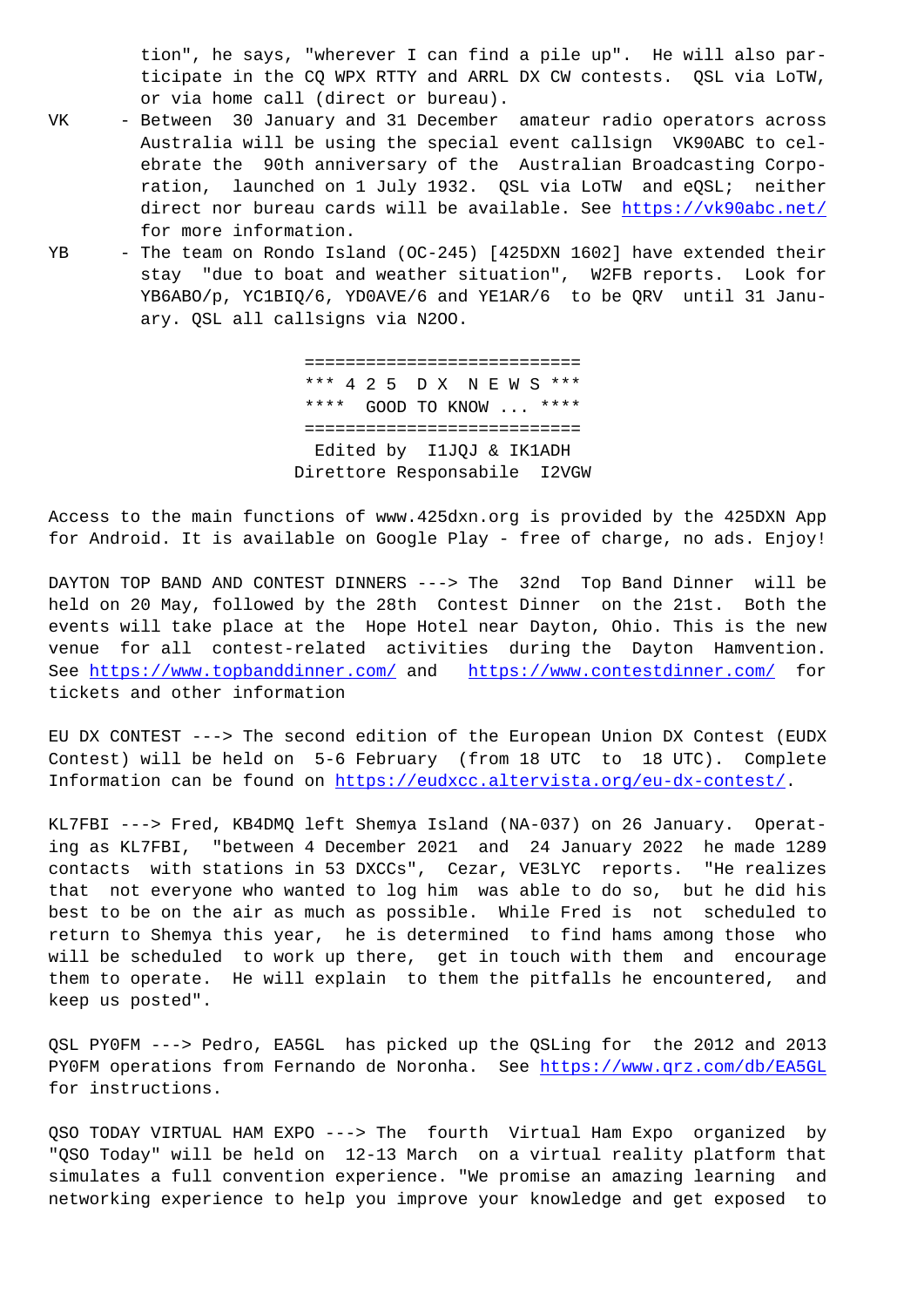tion", he says, "wherever I can find a pile up". He will also participate in the CQ WPX RTTY and ARRL DX CW contests. QSL via LoTW, or via home call (direct or bureau).

VK - Between 30 January and 31 December amateur radio operators across Australia will be using the special event callsign VK90ABC to celebrate the 90th anniversary of the Australian Broadcasting Corporation, launched on 1 July 1932. QSL via LoTW and eQSL; neither direct nor bureau cards will be available. See https://vk90abc.net/ for more information.

YB - The team on Rondo Island (OC-245) [425DXN 1602] have extended their stay "due to boat and weather situation", W2FB reports. Look for YB6ABO/p, YC1BIQ/6, YD0AVE/6 and YE1AR/6 to be QRV until 31 January. QSL all callsigns via N2OO.

```
===========================
*** 4 2 5  D X  N E W S ***
****  GOOD TO KNOW ... ****
===========================
  Edited by  I1JQJ & IK1ADH
Direttore Responsabile  I2VGW
```

Access to the main functions of www.425dxn.org is provided by the 425DXN App for Android. It is available on Google Play - free of charge, no ads. Enjoy!

DAYTON TOP BAND AND CONTEST DINNERS ---> The 32nd Top Band Dinner will be held on 20 May, followed by the 28th Contest Dinner on the 21st. Both the events will take place at the Hope Hotel near Dayton, Ohio. This is the new venue for all contest-related activities during the Dayton Hamvention. See https://www.topbanddinner.com/ and https://www.contestdinner.com/ for tickets and other information

EU DX CONTEST ---> The second edition of the European Union DX Contest (EUDX Contest) will be held on 5-6 February (from 18 UTC to 18 UTC). Complete Information can be found on https://eudxcc.altervista.org/eu-dx-contest/.

KL7FBI ---> Fred, KB4DMQ left Shemya Island (NA-037) on 26 January. Operating as KL7FBI, "between 4 December 2021 and 24 January 2022 he made 1289 contacts with stations in 53 DXCCs", Cezar, VE3LYC reports. "He realizes that not everyone who wanted to log him was able to do so, but he did his best to be on the air as much as possible. While Fred is not scheduled to return to Shemya this year, he is determined to find hams among those who will be scheduled to work up there, get in touch with them and encourage them to operate. He will explain to them the pitfalls he encountered, and keep us posted".

QSL PY0FM ---> Pedro, EA5GL has picked up the QSLing for the 2012 and 2013 PY0FM operations from Fernando de Noronha. See https://www.qrz.com/db/EA5GL for instructions.

QSO TODAY VIRTUAL HAM EXPO ---> The fourth Virtual Ham Expo organized by "QSO Today" will be held on 12-13 March on a virtual reality platform that simulates a full convention experience. "We promise an amazing learning and networking experience to help you improve your knowledge and get exposed to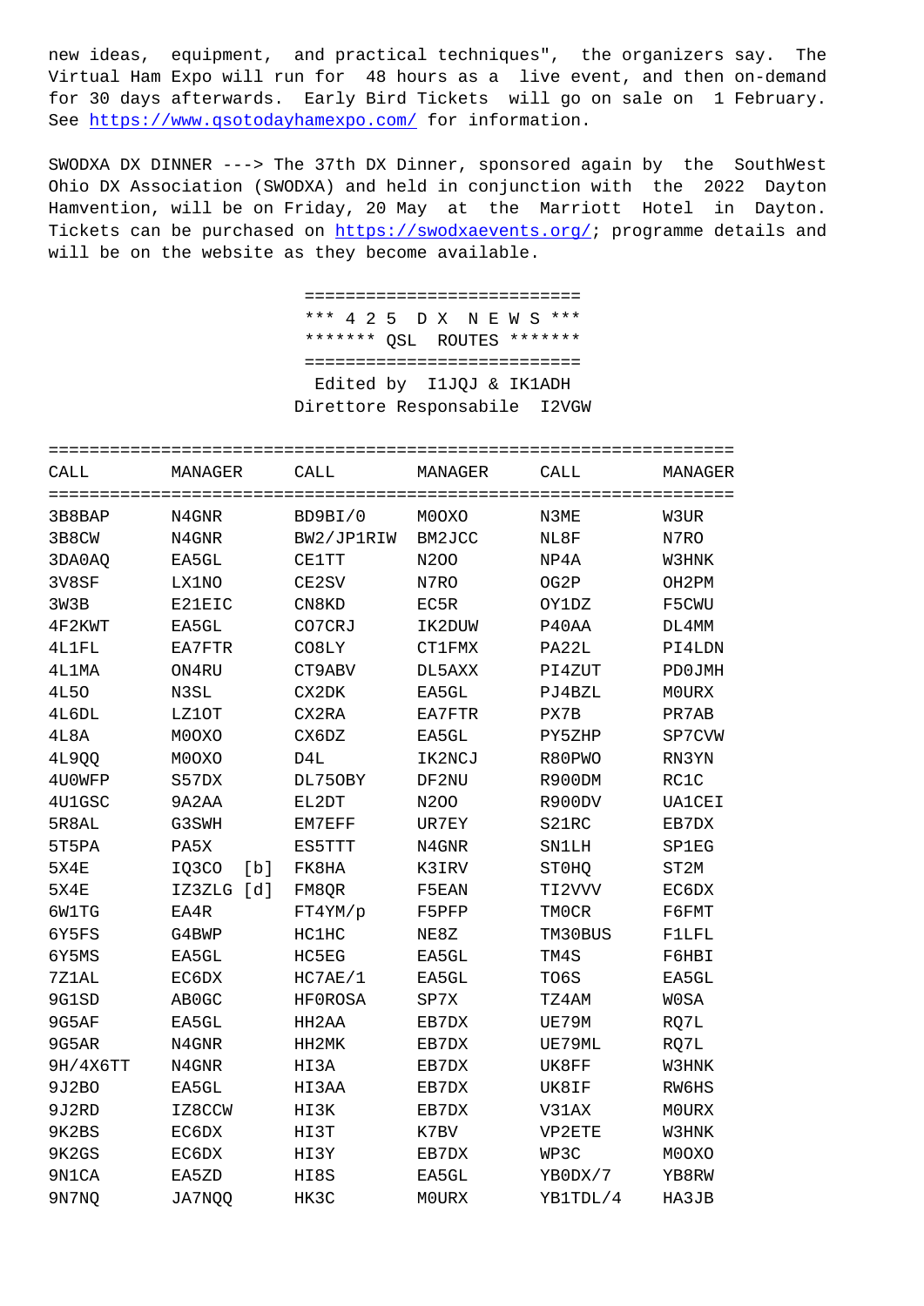new ideas, equipment, and practical techniques", the organizers say. The Virtual Ham Expo will run for 48 hours as a live event, and then on-demand for 30 days afterwards. Early Bird Tickets will go on sale on 1 February. See https://www.qsotodayhamexpo.com/ for information.

SWODXA DX DINNER ---> The 37th DX Dinner, sponsored again by the SouthWest Ohio DX Association (SWODXA) and held in conjunction with the 2022 Dayton Hamvention, will be on Friday, 20 May at the Marriott Hotel in Dayton. Tickets can be purchased on https://swodxaevents.org/; programme details and will be on the website as they become available.

```
===========================
*** 4 2 5  D X  N E W S ***
******* QSL  ROUTES *******
===========================
 Edited by  I1JQJ & IK1ADH
Direttore Responsabile  I2VGW
```

| CALL | MANAGER | CALL | MANAGER | CALL | MANAGER |
|---|---|---|---|---|---|
| 3B8BAP | N4GNR | BD9BI/0 | M0OXO | N3ME | W3UR |
| 3B8CW | N4GNR | BW2/JP1RIW | BM2JCC | NL8F | N7RO |
| 3DA0AQ | EA5GL | CE1TT | N2OO | NP4A | W3HNK |
| 3V8SF | LX1NO | CE2SV | N7RO | OG2P | OH2PM |
| 3W3B | E21EIC | CN8KD | EC5R | OY1DZ | F5CWU |
| 4F2KWT | EA5GL | CO7CRJ | IK2DUW | P40AA | DL4MM |
| 4L1FL | EA7FTR | CO8LY | CT1FMX | PA22L | PI4LDN |
| 4L1MA | ON4RU | CT9ABV | DL5AXX | PI4ZUT | PD0JMH |
| 4L5O | N3SL | CX2DK | EA5GL | PJ4BZL | M0URX |
| 4L6DL | LZ1OT | CX2RA | EA7FTR | PX7B | PR7AB |
| 4L8A | M0OXO | CX6DZ | EA5GL | PY5ZHP | SP7CVW |
| 4L9QQ | M0OXO | D4L | IK2NCJ | R80PWO | RN3YN |
| 4U0WFP | S57DX | DL75OBY | DF2NU | R900DM | RC1C |
| 4U1GSC | 9A2AA | EL2DT | N2OO | R900DV | UA1CEI |
| 5R8AL | G3SWH | EM7EFF | UR7EY | S21RC | EB7DX |
| 5T5PA | PA5X | ES5TTT | N4GNR | SN1LH | SP1EG |
| 5X4E | IQ3CO [b] | FK8HA | K3IRV | ST0HQ | ST2M |
| 5X4E | IZ3ZLG [d] | FM8QR | F5EAN | TI2VVV | EC6DX |
| 6W1TG | EA4R | FT4YM/p | F5PFP | TM0CR | F6FMT |
| 6Y5FS | G4BWP | HC1HC | NE8Z | TM30BUS | F1LFL |
| 6Y5MS | EA5GL | HC5EG | EA5GL | TM4S | F6HBI |
| 7Z1AL | EC6DX | HC7AE/1 | EA5GL | TO6S | EA5GL |
| 9G1SD | AB0GC | HF0ROSA | SP7X | TZ4AM | W0SA |
| 9G5AF | EA5GL | HH2AA | EB7DX | UE79M | RQ7L |
| 9G5AR | N4GNR | HH2MK | EB7DX | UE79ML | RQ7L |
| 9H/4X6TT | N4GNR | HI3A | EB7DX | UK8FF | W3HNK |
| 9J2BO | EA5GL | HI3AA | EB7DX | UK8IF | RW6HS |
| 9J2RD | IZ8CCW | HI3K | EB7DX | V31AX | M0URX |
| 9K2BS | EC6DX | HI3T | K7BV | VP2ETE | W3HNK |
| 9K2GS | EC6DX | HI3Y | EB7DX | WP3C | M0OXO |
| 9N1CA | EA5ZD | HI8S | EA5GL | YB0DX/7 | YB8RW |
| 9N7NQ | JA7NQQ | HK3C | M0URX | YB1TDL/4 | HA3JB |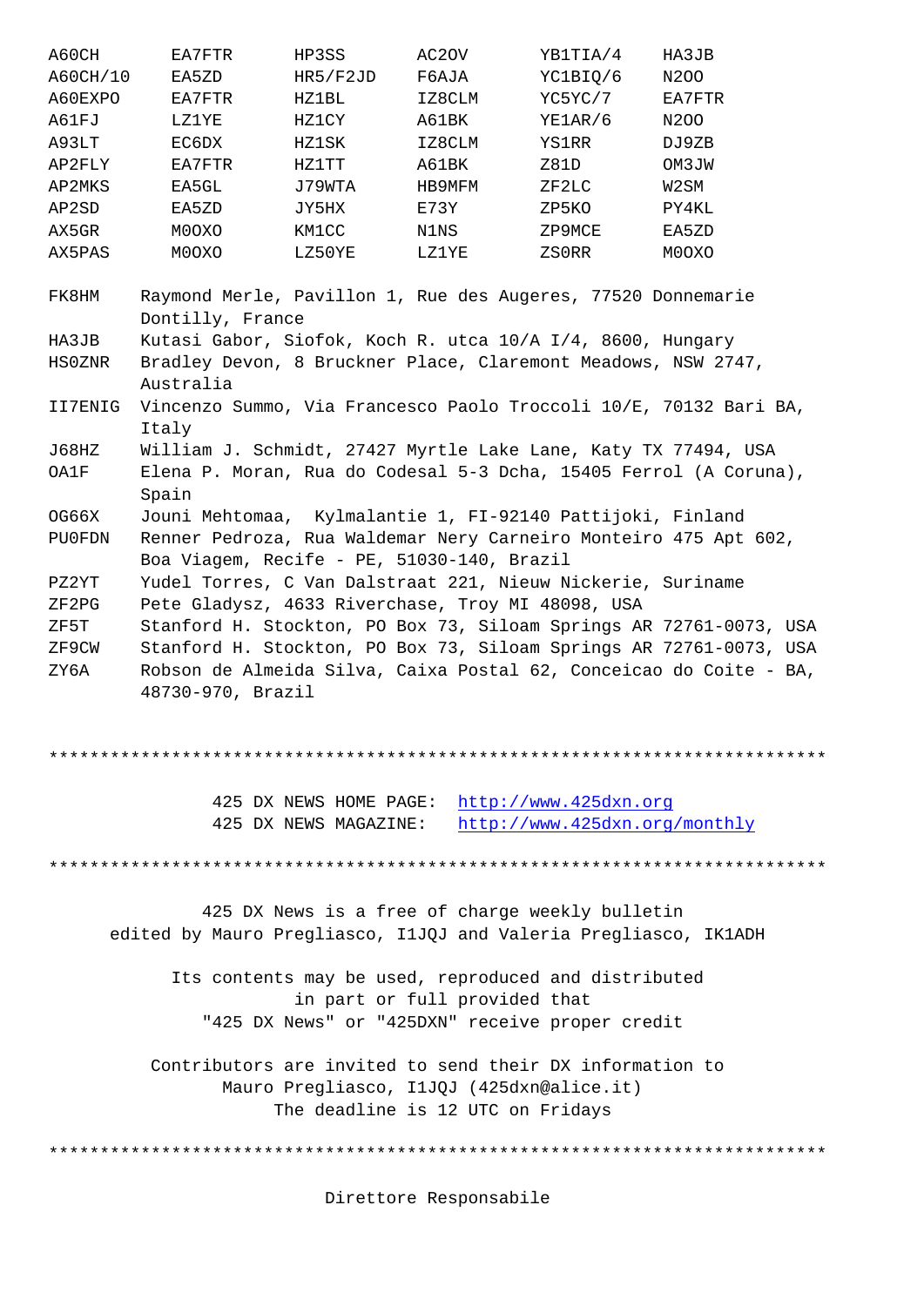| | | | | | |
|---|---|---|---|---|---|
| A60CH | EA7FTR | HP3SS | AC2OV | YB1TIA/4 | HA3JB |
| A60CH/10 | EA5ZD | HR5/F2JD | F6AJA | YC1BIQ/6 | N2OO |
| A60EXPO | EA7FTR | HZ1BL | IZ8CLM | YC5YC/7 | EA7FTR |
| A61FJ | LZ1YE | HZ1CY | A61BK | YE1AR/6 | N2OO |
| A93LT | EC6DX | HZ1SK | IZ8CLM | YS1RR | DJ9ZB |
| AP2FLY | EA7FTR | HZ1TT | A61BK | Z81D | OM3JW |
| AP2MKS | EA5GL | J79WTA | HB9MFM | ZF2LC | W2SM |
| AP2SD | EA5ZD | JY5HX | E73Y | ZP5KO | PY4KL |
| AX5GR | M0OXO | KM1CC | N1NS | ZP9MCE | EA5ZD |
| AX5PAS | M0OXO | LZ50YE | LZ1YE | ZS0RR | M0OXO |

| | |
|---|---|
| FK8HM | Raymond Merle, Pavillon 1, Rue des Augeres, 77520 Donnemarie Dontilly, France |
| HA3JB | Kutasi Gabor, Siofok, Koch R. utca 10/A I/4, 8600, Hungary |
| HS0ZNR | Bradley Devon, 8 Bruckner Place, Claremont Meadows, NSW 2747, Australia |
| II7ENIG | Vincenzo Summo, Via Francesco Paolo Troccoli 10/E, 70132 Bari BA, Italy |
| J68HZ | William J. Schmidt, 27427 Myrtle Lake Lane, Katy TX 77494, USA |
| OA1F | Elena P. Moran, Rua do Codesal 5-3 Dcha, 15405 Ferrol (A Coruna), Spain |
| OG66X | Jouni Mehtomaa, Kylmalantie 1, FI-92140 Pattijoki, Finland |
| PU0FDN | Renner Pedroza, Rua Waldemar Nery Carneiro Monteiro 475 Apt 602, Boa Viagem, Recife - PE, 51030-140, Brazil |
| PZ2YT | Yudel Torres, C Van Dalstraat 221, Nieuw Nickerie, Suriname |
| ZF2PG | Pete Gladysz, 4633 Riverchase, Troy MI 48098, USA |
| ZF5T | Stanford H. Stockton, PO Box 73, Siloam Springs AR 72761-0073, USA |
| ZF9CW | Stanford H. Stockton, PO Box 73, Siloam Springs AR 72761-0073, USA |
| ZY6A | Robson de Almeida Silva, Caixa Postal 62, Conceicao do Coite - BA, 48730-970, Brazil |

*****************************************************************************

425 DX NEWS HOME PAGE: http://www.425dxn.org
425 DX NEWS MAGAZINE: http://www.425dxn.org/monthly

*****************************************************************************

425 DX News is a free of charge weekly bulletin
edited by Mauro Pregliasco, I1JQJ and Valeria Pregliasco, IK1ADH

Its contents may be used, reproduced and distributed
in part or full provided that
"425 DX News" or "425DXN" receive proper credit

Contributors are invited to send their DX information to
Mauro Pregliasco, I1JQJ (425dxn@alice.it)
The deadline is 12 UTC on Fridays

*****************************************************************************

Direttore Responsabile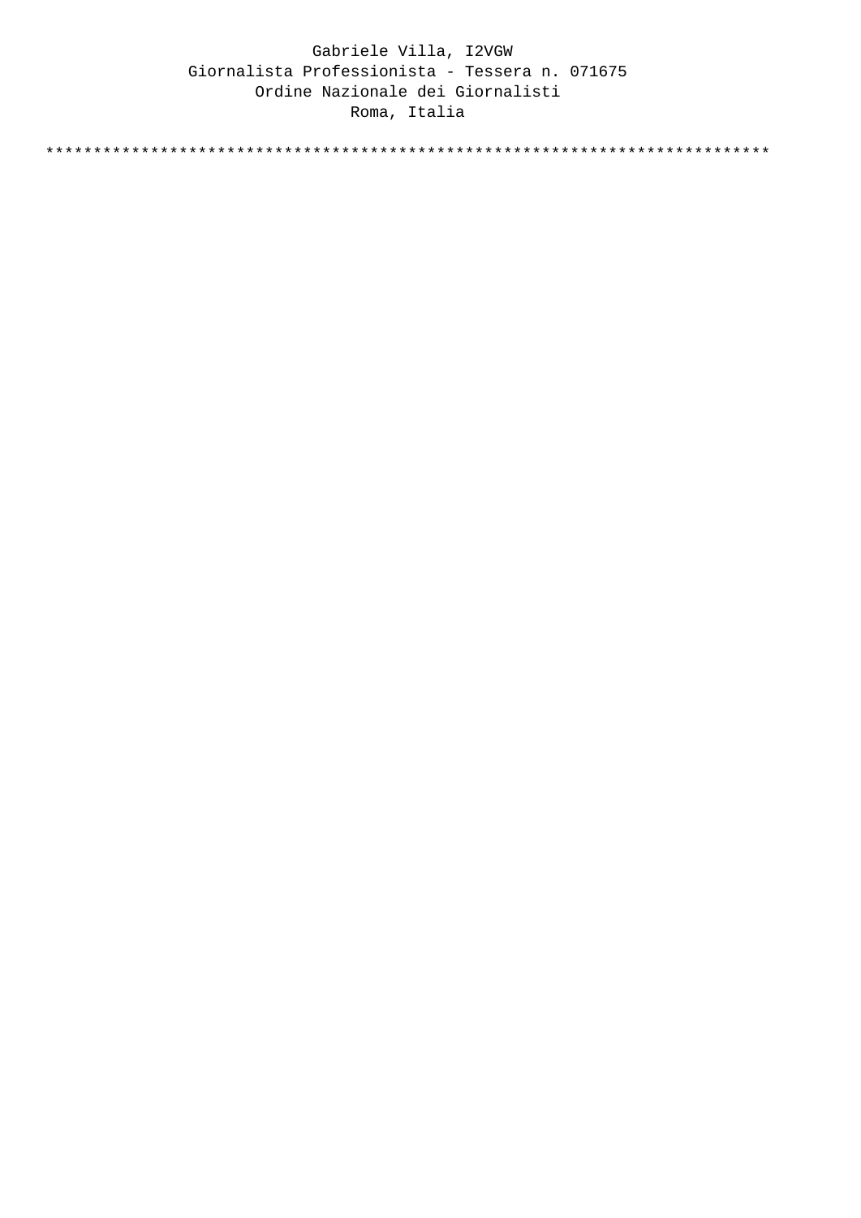Gabriele Villa, I2VGW
Giornalista Professionista - Tessera n. 071675
Ordine Nazionale dei Giornalisti
Roma, Italia

*****************************************************************************